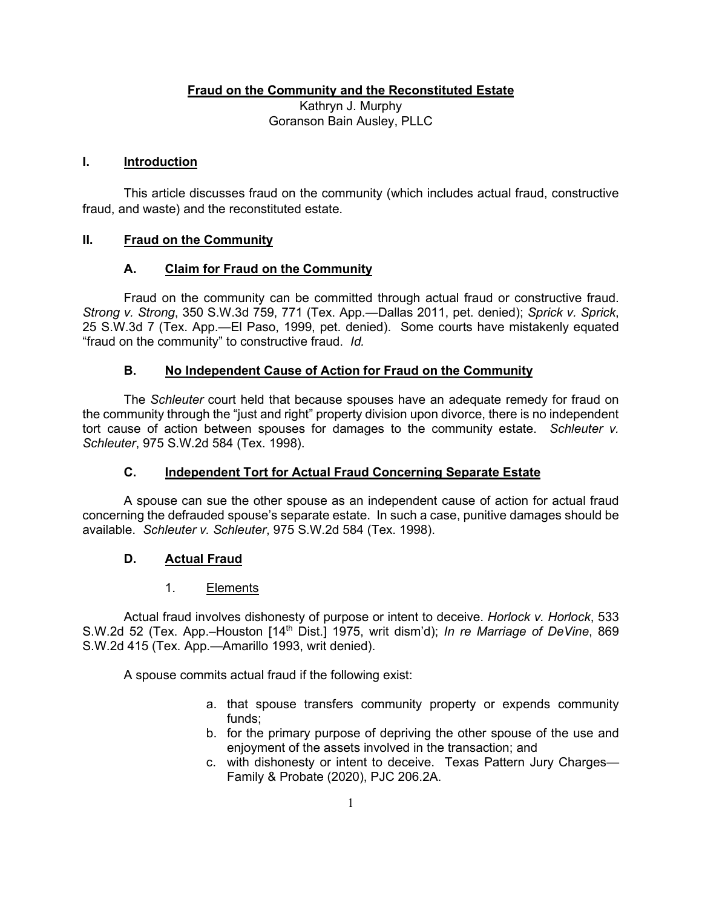**Fraud on the Community and the Reconstituted Estate**

Kathryn J. Murphy
Goranson Bain Ausley, PLLC

## I. Introduction

This article discusses fraud on the community (which includes actual fraud, constructive fraud, and waste) and the reconstituted estate.

## II. Fraud on the Community

### A. Claim for Fraud on the Community

Fraud on the community can be committed through actual fraud or constructive fraud. *Strong v. Strong*, 350 S.W.3d 759, 771 (Tex. App.—Dallas 2011, pet. denied); *Sprick v. Sprick*, 25 S.W.3d 7 (Tex. App.—El Paso, 1999, pet. denied). Some courts have mistakenly equated "fraud on the community" to constructive fraud. *Id.*

### B. No Independent Cause of Action for Fraud on the Community

The *Schleuter* court held that because spouses have an adequate remedy for fraud on the community through the "just and right" property division upon divorce, there is no independent tort cause of action between spouses for damages to the community estate. *Schleuter v. Schleuter*, 975 S.W.2d 584 (Tex. 1998).

### C. Independent Tort for Actual Fraud Concerning Separate Estate

A spouse can sue the other spouse as an independent cause of action for actual fraud concerning the defrauded spouse's separate estate. In such a case, punitive damages should be available. *Schleuter v. Schleuter*, 975 S.W.2d 584 (Tex. 1998).

### D. Actual Fraud

#### 1. Elements

Actual fraud involves dishonesty of purpose or intent to deceive. *Horlock v. Horlock*, 533 S.W.2d 52 (Tex. App.–Houston [14th Dist.] 1975, writ dism'd); *In re Marriage of DeVine*, 869 S.W.2d 415 (Tex. App.—Amarillo 1993, writ denied).

A spouse commits actual fraud if the following exist:

a. that spouse transfers community property or expends community funds;
b. for the primary purpose of depriving the other spouse of the use and enjoyment of the assets involved in the transaction; and
c. with dishonesty or intent to deceive. Texas Pattern Jury Charges—Family & Probate (2020), PJC 206.2A.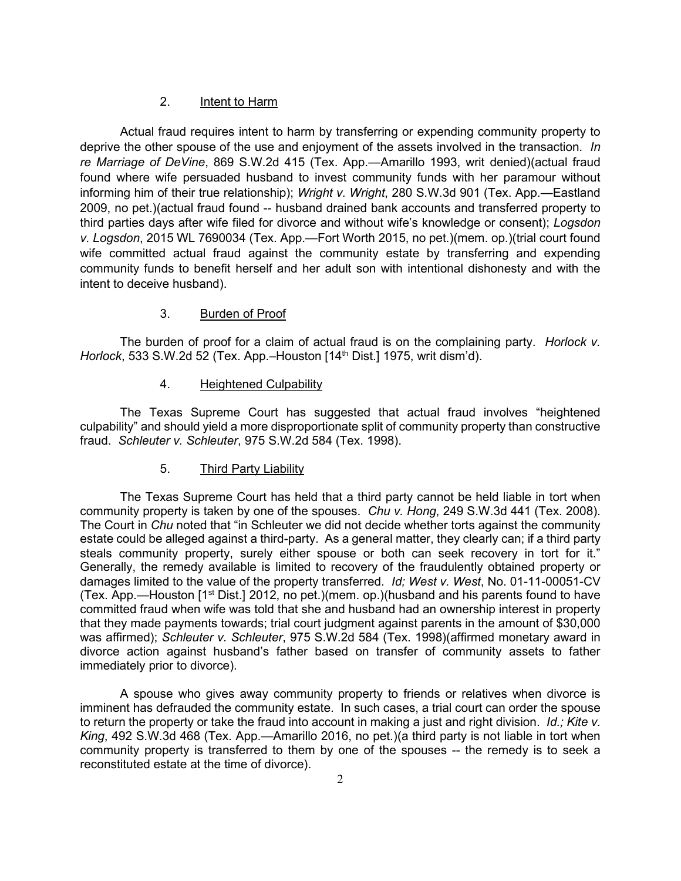### 2. Intent to Harm

Actual fraud requires intent to harm by transferring or expending community property to deprive the other spouse of the use and enjoyment of the assets involved in the transaction. *In re Marriage of DeVine*, 869 S.W.2d 415 (Tex. App.—Amarillo 1993, writ denied)(actual fraud found where wife persuaded husband to invest community funds with her paramour without informing him of their true relationship); *Wright v. Wright*, 280 S.W.3d 901 (Tex. App.—Eastland 2009, no pet.)(actual fraud found -- husband drained bank accounts and transferred property to third parties days after wife filed for divorce and without wife's knowledge or consent); *Logsdon v. Logsdon*, 2015 WL 7690034 (Tex. App.—Fort Worth 2015, no pet.)(mem. op.)(trial court found wife committed actual fraud against the community estate by transferring and expending community funds to benefit herself and her adult son with intentional dishonesty and with the intent to deceive husband).

### 3. Burden of Proof

The burden of proof for a claim of actual fraud is on the complaining party. *Horlock v. Horlock*, 533 S.W.2d 52 (Tex. App.–Houston [14th Dist.] 1975, writ dism'd).

### 4. Heightened Culpability

The Texas Supreme Court has suggested that actual fraud involves "heightened culpability" and should yield a more disproportionate split of community property than constructive fraud. *Schleuter v. Schleuter*, 975 S.W.2d 584 (Tex. 1998).

### 5. Third Party Liability

The Texas Supreme Court has held that a third party cannot be held liable in tort when community property is taken by one of the spouses. *Chu v. Hong*, 249 S.W.3d 441 (Tex. 2008). The Court in *Chu* noted that "in Schleuter we did not decide whether torts against the community estate could be alleged against a third-party. As a general matter, they clearly can; if a third party steals community property, surely either spouse or both can seek recovery in tort for it." Generally, the remedy available is limited to recovery of the fraudulently obtained property or damages limited to the value of the property transferred. *Id; West v. West*, No. 01-11-00051-CV (Tex. App.—Houston [1st Dist.] 2012, no pet.)(mem. op.)(husband and his parents found to have committed fraud when wife was told that she and husband had an ownership interest in property that they made payments towards; trial court judgment against parents in the amount of $30,000 was affirmed); *Schleuter v. Schleuter*, 975 S.W.2d 584 (Tex. 1998)(affirmed monetary award in divorce action against husband's father based on transfer of community assets to father immediately prior to divorce).

A spouse who gives away community property to friends or relatives when divorce is imminent has defrauded the community estate. In such cases, a trial court can order the spouse to return the property or take the fraud into account in making a just and right division. *Id.; Kite v. King*, 492 S.W.3d 468 (Tex. App.—Amarillo 2016, no pet.)(a third party is not liable in tort when community property is transferred to them by one of the spouses -- the remedy is to seek a reconstituted estate at the time of divorce).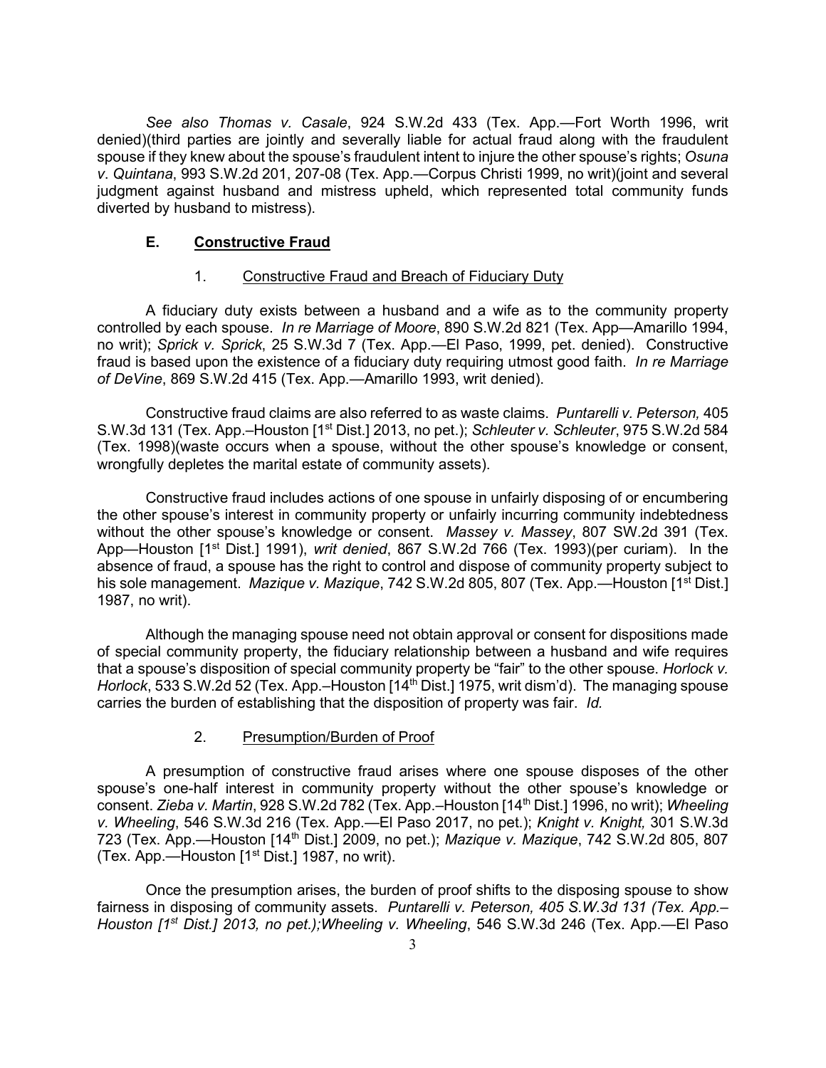*See also Thomas v. Casale*, 924 S.W.2d 433 (Tex. App.—Fort Worth 1996, writ denied)(third parties are jointly and severally liable for actual fraud along with the fraudulent spouse if they knew about the spouse's fraudulent intent to injure the other spouse's rights; *Osuna v. Quintana*, 993 S.W.2d 201, 207-08 (Tex. App.—Corpus Christi 1999, no writ)(joint and several judgment against husband and mistress upheld, which represented total community funds diverted by husband to mistress).

### E. Constructive Fraud

#### 1. Constructive Fraud and Breach of Fiduciary Duty

A fiduciary duty exists between a husband and a wife as to the community property controlled by each spouse. *In re Marriage of Moore*, 890 S.W.2d 821 (Tex. App—Amarillo 1994, no writ); *Sprick v. Sprick*, 25 S.W.3d 7 (Tex. App.—El Paso, 1999, pet. denied). Constructive fraud is based upon the existence of a fiduciary duty requiring utmost good faith. *In re Marriage of DeVine*, 869 S.W.2d 415 (Tex. App.—Amarillo 1993, writ denied).

Constructive fraud claims are also referred to as waste claims. *Puntarelli v. Peterson,* 405 S.W.3d 131 (Tex. App.–Houston [1st Dist.] 2013, no pet.); *Schleuter v. Schleuter*, 975 S.W.2d 584 (Tex. 1998)(waste occurs when a spouse, without the other spouse's knowledge or consent, wrongfully depletes the marital estate of community assets).

Constructive fraud includes actions of one spouse in unfairly disposing of or encumbering the other spouse's interest in community property or unfairly incurring community indebtedness without the other spouse's knowledge or consent. *Massey v. Massey*, 807 SW.2d 391 (Tex. App—Houston [1st Dist.] 1991), *writ denied*, 867 S.W.2d 766 (Tex. 1993)(per curiam). In the absence of fraud, a spouse has the right to control and dispose of community property subject to his sole management. *Mazique v. Mazique*, 742 S.W.2d 805, 807 (Tex. App.—Houston [1st Dist.] 1987, no writ).

Although the managing spouse need not obtain approval or consent for dispositions made of special community property, the fiduciary relationship between a husband and wife requires that a spouse's disposition of special community property be "fair" to the other spouse. *Horlock v. Horlock*, 533 S.W.2d 52 (Tex. App.–Houston [14th Dist.] 1975, writ dism'd). The managing spouse carries the burden of establishing that the disposition of property was fair. *Id.*

#### 2. Presumption/Burden of Proof

A presumption of constructive fraud arises where one spouse disposes of the other spouse's one-half interest in community property without the other spouse's knowledge or consent. *Zieba v. Martin*, 928 S.W.2d 782 (Tex. App.–Houston [14th Dist.] 1996, no writ); *Wheeling v. Wheeling*, 546 S.W.3d 216 (Tex. App.—El Paso 2017, no pet.); *Knight v. Knight,* 301 S.W.3d 723 (Tex. App.—Houston [14th Dist.] 2009, no pet.); *Mazique v. Mazique*, 742 S.W.2d 805, 807 (Tex. App.—Houston [1st Dist.] 1987, no writ).

Once the presumption arises, the burden of proof shifts to the disposing spouse to show fairness in disposing of community assets. *Puntarelli v. Peterson, 405 S.W.3d 131 (Tex. App.–Houston [1st Dist.] 2013, no pet.);Wheeling v. Wheeling*, 546 S.W.3d 246 (Tex. App.—El Paso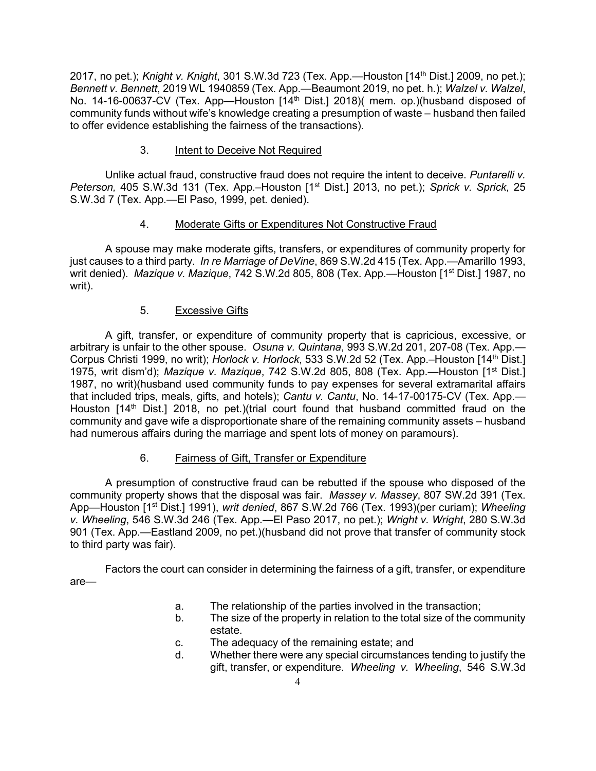2017, no pet.); *Knight v. Knight*, 301 S.W.3d 723 (Tex. App.—Houston [14th Dist.] 2009, no pet.); *Bennett v. Bennett*, 2019 WL 1940859 (Tex. App.—Beaumont 2019, no pet. h.); *Walzel v. Walzel*, No. 14-16-00637-CV (Tex. App—Houston [14th Dist.] 2018)( mem. op.)(husband disposed of community funds without wife's knowledge creating a presumption of waste – husband then failed to offer evidence establishing the fairness of the transactions).

### 3. <u>Intent to Deceive Not Required</u>

Unlike actual fraud, constructive fraud does not require the intent to deceive. *Puntarelli v. Peterson,* 405 S.W.3d 131 (Tex. App.–Houston [1st Dist.] 2013, no pet.); *Sprick v. Sprick*, 25 S.W.3d 7 (Tex. App.—El Paso, 1999, pet. denied).

### 4. <u>Moderate Gifts or Expenditures Not Constructive Fraud</u>

A spouse may make moderate gifts, transfers, or expenditures of community property for just causes to a third party. *In re Marriage of DeVine*, 869 S.W.2d 415 (Tex. App.—Amarillo 1993, writ denied). *Mazique v. Mazique*, 742 S.W.2d 805, 808 (Tex. App.—Houston [1st Dist.] 1987, no writ).

### 5. <u>Excessive Gifts</u>

A gift, transfer, or expenditure of community property that is capricious, excessive, or arbitrary is unfair to the other spouse. *Osuna v. Quintana*, 993 S.W.2d 201, 207-08 (Tex. App.—Corpus Christi 1999, no writ); *Horlock v. Horlock*, 533 S.W.2d 52 (Tex. App.–Houston [14th Dist.] 1975, writ dism'd); *Mazique v. Mazique*, 742 S.W.2d 805, 808 (Tex. App.—Houston [1st Dist.] 1987, no writ)(husband used community funds to pay expenses for several extramarital affairs that included trips, meals, gifts, and hotels); *Cantu v. Cantu*, No. 14-17-00175-CV (Tex. App.—Houston [14th Dist.] 2018, no pet.)(trial court found that husband committed fraud on the community and gave wife a disproportionate share of the remaining community assets – husband had numerous affairs during the marriage and spent lots of money on paramours).

### 6. <u>Fairness of Gift, Transfer or Expenditure</u>

A presumption of constructive fraud can be rebutted if the spouse who disposed of the community property shows that the disposal was fair. *Massey v. Massey*, 807 SW.2d 391 (Tex. App—Houston [1st Dist.] 1991), *writ denied*, 867 S.W.2d 766 (Tex. 1993)(per curiam); *Wheeling v. Wheeling*, 546 S.W.3d 246 (Tex. App.—El Paso 2017, no pet.); *Wright v. Wright*, 280 S.W.3d 901 (Tex. App.—Eastland 2009, no pet.)(husband did not prove that transfer of community stock to third party was fair).

Factors the court can consider in determining the fairness of a gift, transfer, or expenditure are—

a. The relationship of the parties involved in the transaction;
b. The size of the property in relation to the total size of the community estate.
c. The adequacy of the remaining estate; and
d. Whether there were any special circumstances tending to justify the gift, transfer, or expenditure. *Wheeling v. Wheeling*, 546 S.W.3d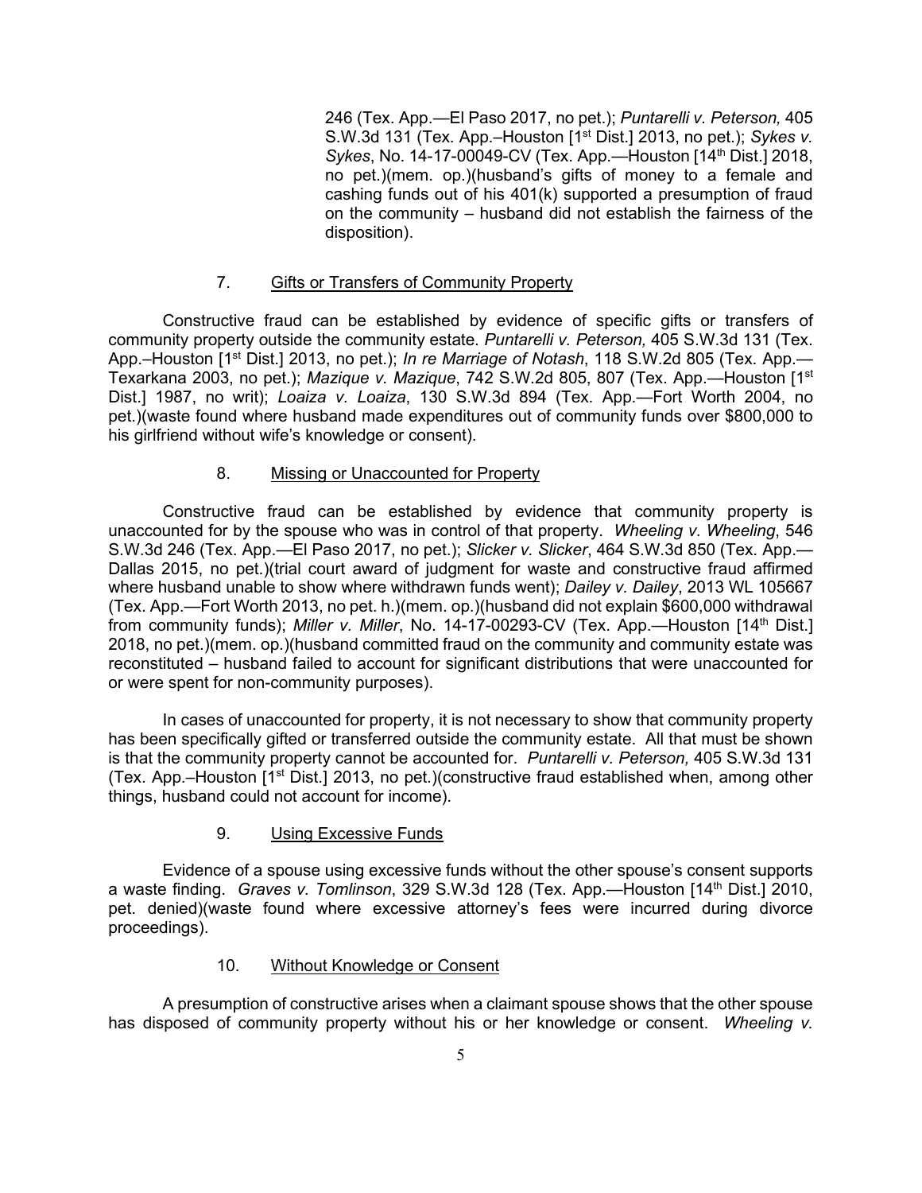246 (Tex. App.—El Paso 2017, no pet.); *Puntarelli v. Peterson,* 405 S.W.3d 131 (Tex. App.–Houston [1st Dist.] 2013, no pet.); *Sykes v. Sykes*, No. 14-17-00049-CV (Tex. App.—Houston [14th Dist.] 2018, no pet.)(mem. op.)(husband's gifts of money to a female and cashing funds out of his 401(k) supported a presumption of fraud on the community – husband did not establish the fairness of the disposition).

### 7. Gifts or Transfers of Community Property

Constructive fraud can be established by evidence of specific gifts or transfers of community property outside the community estate. *Puntarelli v. Peterson,* 405 S.W.3d 131 (Tex. App.–Houston [1st Dist.] 2013, no pet.); *In re Marriage of Notash*, 118 S.W.2d 805 (Tex. App.—Texarkana 2003, no pet.); *Mazique v. Mazique*, 742 S.W.2d 805, 807 (Tex. App.—Houston [1st Dist.] 1987, no writ); *Loaiza v. Loaiza*, 130 S.W.3d 894 (Tex. App.—Fort Worth 2004, no pet.)(waste found where husband made expenditures out of community funds over $800,000 to his girlfriend without wife's knowledge or consent).

### 8. Missing or Unaccounted for Property

Constructive fraud can be established by evidence that community property is unaccounted for by the spouse who was in control of that property. *Wheeling v. Wheeling*, 546 S.W.3d 246 (Tex. App.—El Paso 2017, no pet.); *Slicker v. Slicker*, 464 S.W.3d 850 (Tex. App.—Dallas 2015, no pet.)(trial court award of judgment for waste and constructive fraud affirmed where husband unable to show where withdrawn funds went); *Dailey v. Dailey*, 2013 WL 105667 (Tex. App.—Fort Worth 2013, no pet. h.)(mem. op.)(husband did not explain $600,000 withdrawal from community funds); *Miller v. Miller*, No. 14-17-00293-CV (Tex. App.—Houston [14th Dist.] 2018, no pet.)(mem. op.)(husband committed fraud on the community and community estate was reconstituted – husband failed to account for significant distributions that were unaccounted for or were spent for non-community purposes).

In cases of unaccounted for property, it is not necessary to show that community property has been specifically gifted or transferred outside the community estate. All that must be shown is that the community property cannot be accounted for. *Puntarelli v. Peterson,* 405 S.W.3d 131 (Tex. App.–Houston [1st Dist.] 2013, no pet.)(constructive fraud established when, among other things, husband could not account for income).

### 9. Using Excessive Funds

Evidence of a spouse using excessive funds without the other spouse's consent supports a waste finding. *Graves v. Tomlinson*, 329 S.W.3d 128 (Tex. App.—Houston [14th Dist.] 2010, pet. denied)(waste found where excessive attorney's fees were incurred during divorce proceedings).

### 10. Without Knowledge or Consent

A presumption of constructive arises when a claimant spouse shows that the other spouse has disposed of community property without his or her knowledge or consent. *Wheeling v.*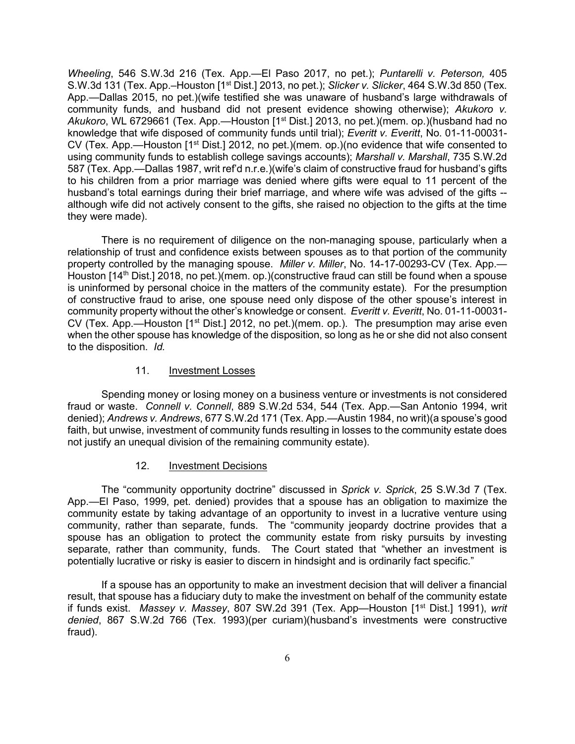*Wheeling*, 546 S.W.3d 216 (Tex. App.—El Paso 2017, no pet.); *Puntarelli v. Peterson,* 405 S.W.3d 131 (Tex. App.–Houston [1st Dist.] 2013, no pet.); *Slicker v. Slicker*, 464 S.W.3d 850 (Tex. App.—Dallas 2015, no pet.)(wife testified she was unaware of husband's large withdrawals of community funds, and husband did not present evidence showing otherwise); *Akukoro v. Akukoro*, WL 6729661 (Tex. App.—Houston [1st Dist.] 2013, no pet.)(mem. op.)(husband had no knowledge that wife disposed of community funds until trial); *Everitt v. Everitt*, No. 01-11-00031-CV (Tex. App.—Houston [1st Dist.] 2012, no pet.)(mem. op.)(no evidence that wife consented to using community funds to establish college savings accounts); *Marshall v. Marshall*, 735 S.W.2d 587 (Tex. App.—Dallas 1987, writ ref'd n.r.e.)(wife's claim of constructive fraud for husband's gifts to his children from a prior marriage was denied where gifts were equal to 11 percent of the husband's total earnings during their brief marriage, and where wife was advised of the gifts -- although wife did not actively consent to the gifts, she raised no objection to the gifts at the time they were made).

There is no requirement of diligence on the non-managing spouse, particularly when a relationship of trust and confidence exists between spouses as to that portion of the community property controlled by the managing spouse. *Miller v. Miller*, No. 14-17-00293-CV (Tex. App.—Houston [14th Dist.] 2018, no pet.)(mem. op.)(constructive fraud can still be found when a spouse is uninformed by personal choice in the matters of the community estate). For the presumption of constructive fraud to arise, one spouse need only dispose of the other spouse's interest in community property without the other's knowledge or consent. *Everitt v. Everitt*, No. 01-11-00031-CV (Tex. App.—Houston [1st Dist.] 2012, no pet.)(mem. op.). The presumption may arise even when the other spouse has knowledge of the disposition, so long as he or she did not also consent to the disposition. *Id.*

### 11. Investment Losses

Spending money or losing money on a business venture or investments is not considered fraud or waste. *Connell v. Connell*, 889 S.W.2d 534, 544 (Tex. App.—San Antonio 1994, writ denied); *Andrews v. Andrews*, 677 S.W.2d 171 (Tex. App.—Austin 1984, no writ)(a spouse's good faith, but unwise, investment of community funds resulting in losses to the community estate does not justify an unequal division of the remaining community estate).

### 12. Investment Decisions

The "community opportunity doctrine" discussed in *Sprick v. Sprick*, 25 S.W.3d 7 (Tex. App.—El Paso, 1999, pet. denied) provides that a spouse has an obligation to maximize the community estate by taking advantage of an opportunity to invest in a lucrative venture using community, rather than separate, funds. The "community jeopardy doctrine provides that a spouse has an obligation to protect the community estate from risky pursuits by investing separate, rather than community, funds. The Court stated that "whether an investment is potentially lucrative or risky is easier to discern in hindsight and is ordinarily fact specific."

If a spouse has an opportunity to make an investment decision that will deliver a financial result, that spouse has a fiduciary duty to make the investment on behalf of the community estate if funds exist. *Massey v. Massey*, 807 SW.2d 391 (Tex. App—Houston [1st Dist.] 1991), *writ denied*, 867 S.W.2d 766 (Tex. 1993)(per curiam)(husband's investments were constructive fraud).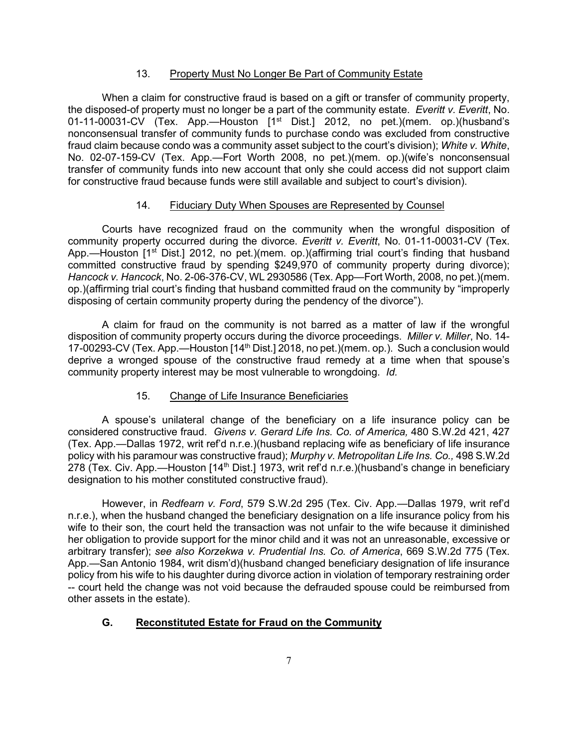### 13. Property Must No Longer Be Part of Community Estate

When a claim for constructive fraud is based on a gift or transfer of community property, the disposed-of property must no longer be a part of the community estate. *Everitt v. Everitt*, No. 01-11-00031-CV (Tex. App.—Houston [1st Dist.] 2012, no pet.)(mem. op.)(husband's nonconsensual transfer of community funds to purchase condo was excluded from constructive fraud claim because condo was a community asset subject to the court's division); *White v. White*, No. 02-07-159-CV (Tex. App.—Fort Worth 2008, no pet.)(mem. op.)(wife's nonconsensual transfer of community funds into new account that only she could access did not support claim for constructive fraud because funds were still available and subject to court's division).

### 14. Fiduciary Duty When Spouses are Represented by Counsel

Courts have recognized fraud on the community when the wrongful disposition of community property occurred during the divorce. *Everitt v. Everitt*, No. 01-11-00031-CV (Tex. App.—Houston [1st Dist.] 2012, no pet.)(mem. op.)(affirming trial court's finding that husband committed constructive fraud by spending $249,970 of community property during divorce); *Hancock v. Hancock*, No. 2-06-376-CV, WL 2930586 (Tex. App—Fort Worth, 2008, no pet.)(mem. op.)(affirming trial court's finding that husband committed fraud on the community by "improperly disposing of certain community property during the pendency of the divorce").

A claim for fraud on the community is not barred as a matter of law if the wrongful disposition of community property occurs during the divorce proceedings. *Miller v. Miller*, No. 14-17-00293-CV (Tex. App.—Houston [14th Dist.] 2018, no pet.)(mem. op.). Such a conclusion would deprive a wronged spouse of the constructive fraud remedy at a time when that spouse's community property interest may be most vulnerable to wrongdoing. *Id.*

### 15. Change of Life Insurance Beneficiaries

A spouse's unilateral change of the beneficiary on a life insurance policy can be considered constructive fraud. *Givens v. Gerard Life Ins. Co. of America,* 480 S.W.2d 421, 427 (Tex. App.—Dallas 1972, writ ref'd n.r.e.)(husband replacing wife as beneficiary of life insurance policy with his paramour was constructive fraud); *Murphy v. Metropolitan Life Ins. Co.,* 498 S.W.2d 278 (Tex. Civ. App.—Houston [14th Dist.] 1973, writ ref'd n.r.e.)(husband's change in beneficiary designation to his mother constituted constructive fraud).

However, in *Redfearn v. Ford*, 579 S.W.2d 295 (Tex. Civ. App.—Dallas 1979, writ ref'd n.r.e.), when the husband changed the beneficiary designation on a life insurance policy from his wife to their son, the court held the transaction was not unfair to the wife because it diminished her obligation to provide support for the minor child and it was not an unreasonable, excessive or arbitrary transfer); *see also Korzekwa v. Prudential Ins. Co. of America*, 669 S.W.2d 775 (Tex. App.—San Antonio 1984, writ dism'd)(husband changed beneficiary designation of life insurance policy from his wife to his daughter during divorce action in violation of temporary restraining order -- court held the change was not void because the defrauded spouse could be reimbursed from other assets in the estate).

## G. Reconstituted Estate for Fraud on the Community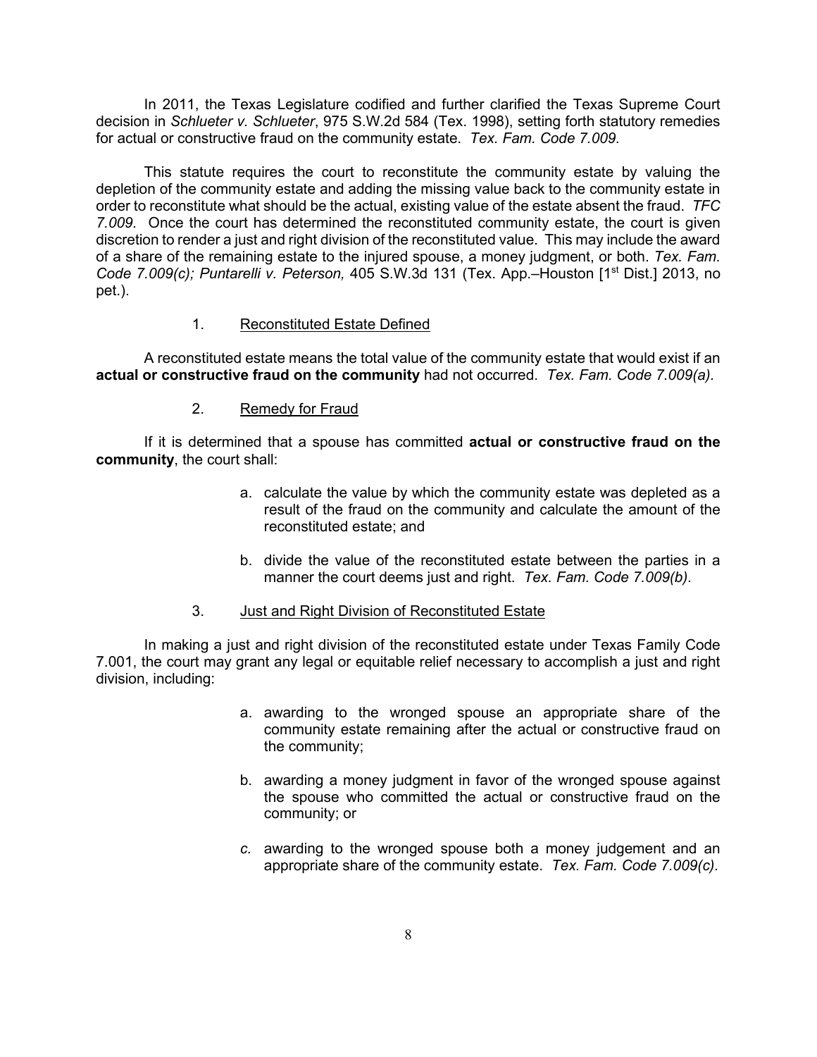In 2011, the Texas Legislature codified and further clarified the Texas Supreme Court decision in *Schlueter v. Schlueter*, 975 S.W.2d 584 (Tex. 1998), setting forth statutory remedies for actual or constructive fraud on the community estate. *Tex. Fam. Code 7.009*.

This statute requires the court to reconstitute the community estate by valuing the depletion of the community estate and adding the missing value back to the community estate in order to reconstitute what should be the actual, existing value of the estate absent the fraud. *TFC 7.009*. Once the court has determined the reconstituted community estate, the court is given discretion to render a just and right division of the reconstituted value. This may include the award of a share of the remaining estate to the injured spouse, a money judgment, or both. *Tex. Fam. Code 7.009(c); Puntarelli v. Peterson,* 405 S.W.3d 131 (Tex. App.–Houston [1st Dist.] 2013, no pet.).

1. Reconstituted Estate Defined

A reconstituted estate means the total value of the community estate that would exist if an **actual or constructive fraud on the community** had not occurred. *Tex. Fam. Code 7.009(a)*.

2. Remedy for Fraud

If it is determined that a spouse has committed **actual or constructive fraud on the community**, the court shall:

a. calculate the value by which the community estate was depleted as a result of the fraud on the community and calculate the amount of the reconstituted estate; and

b. divide the value of the reconstituted estate between the parties in a manner the court deems just and right. *Tex. Fam. Code 7.009(b)*.

3. Just and Right Division of Reconstituted Estate

In making a just and right division of the reconstituted estate under Texas Family Code 7.001, the court may grant any legal or equitable relief necessary to accomplish a just and right division, including:

a. awarding to the wronged spouse an appropriate share of the community estate remaining after the actual or constructive fraud on the community;

b. awarding a money judgment in favor of the wronged spouse against the spouse who committed the actual or constructive fraud on the community; or

*c.* awarding to the wronged spouse both a money judgement and an appropriate share of the community estate. *Tex. Fam. Code 7.009(c)*.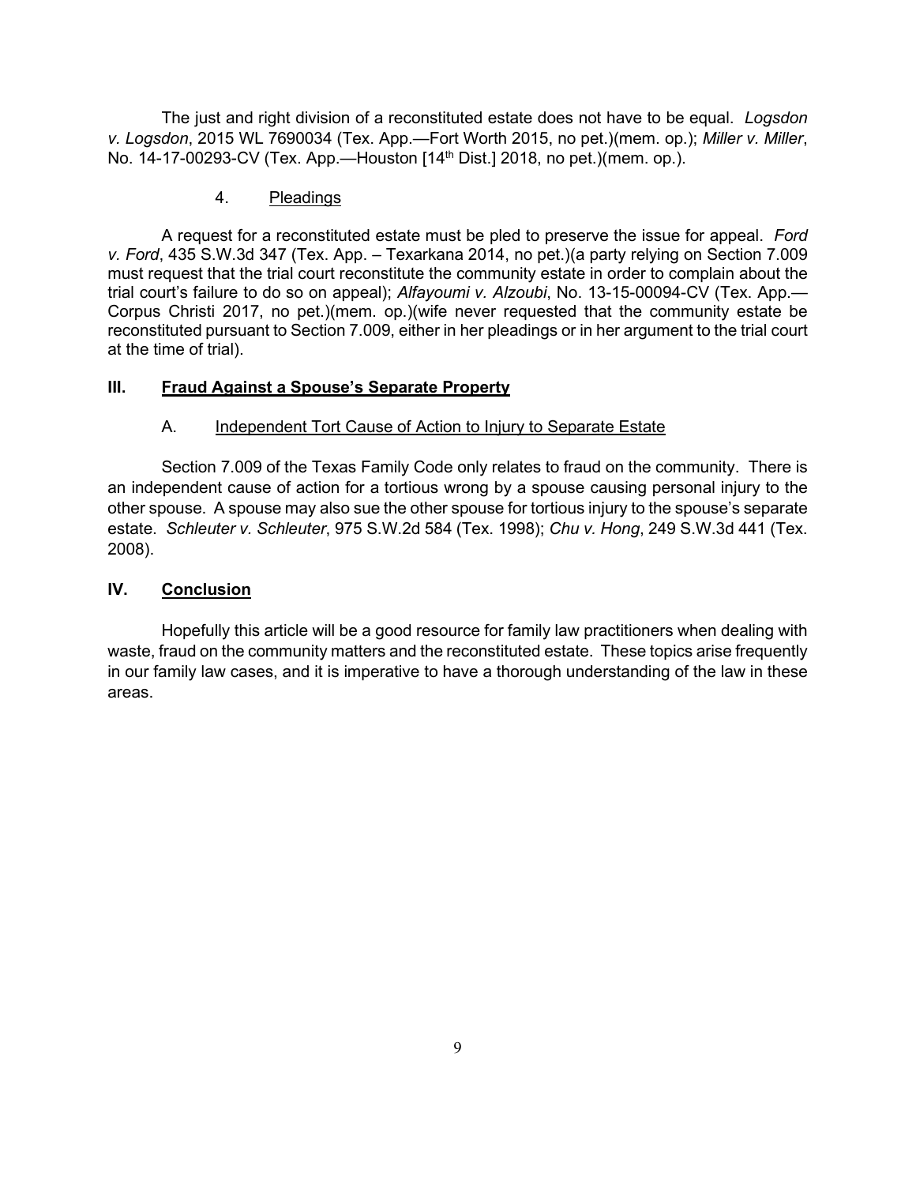The just and right division of a reconstituted estate does not have to be equal. *Logsdon v. Logsdon*, 2015 WL 7690034 (Tex. App.—Fort Worth 2015, no pet.)(mem. op.); *Miller v. Miller*, No. 14-17-00293-CV (Tex. App.—Houston [14th Dist.] 2018, no pet.)(mem. op.).

#### 4. Pleadings

A request for a reconstituted estate must be pled to preserve the issue for appeal. *Ford v. Ford*, 435 S.W.3d 347 (Tex. App. – Texarkana 2014, no pet.)(a party relying on Section 7.009 must request that the trial court reconstitute the community estate in order to complain about the trial court's failure to do so on appeal); *Alfayoumi v. Alzoubi*, No. 13-15-00094-CV (Tex. App.—Corpus Christi 2017, no pet.)(mem. op.)(wife never requested that the community estate be reconstituted pursuant to Section 7.009, either in her pleadings or in her argument to the trial court at the time of trial).

## III. Fraud Against a Spouse's Separate Property

### A. Independent Tort Cause of Action to Injury to Separate Estate

Section 7.009 of the Texas Family Code only relates to fraud on the community. There is an independent cause of action for a tortious wrong by a spouse causing personal injury to the other spouse. A spouse may also sue the other spouse for tortious injury to the spouse's separate estate. *Schleuter v. Schleuter*, 975 S.W.2d 584 (Tex. 1998); *Chu v. Hong*, 249 S.W.3d 441 (Tex. 2008).

## IV. Conclusion

Hopefully this article will be a good resource for family law practitioners when dealing with waste, fraud on the community matters and the reconstituted estate. These topics arise frequently in our family law cases, and it is imperative to have a thorough understanding of the law in these areas.